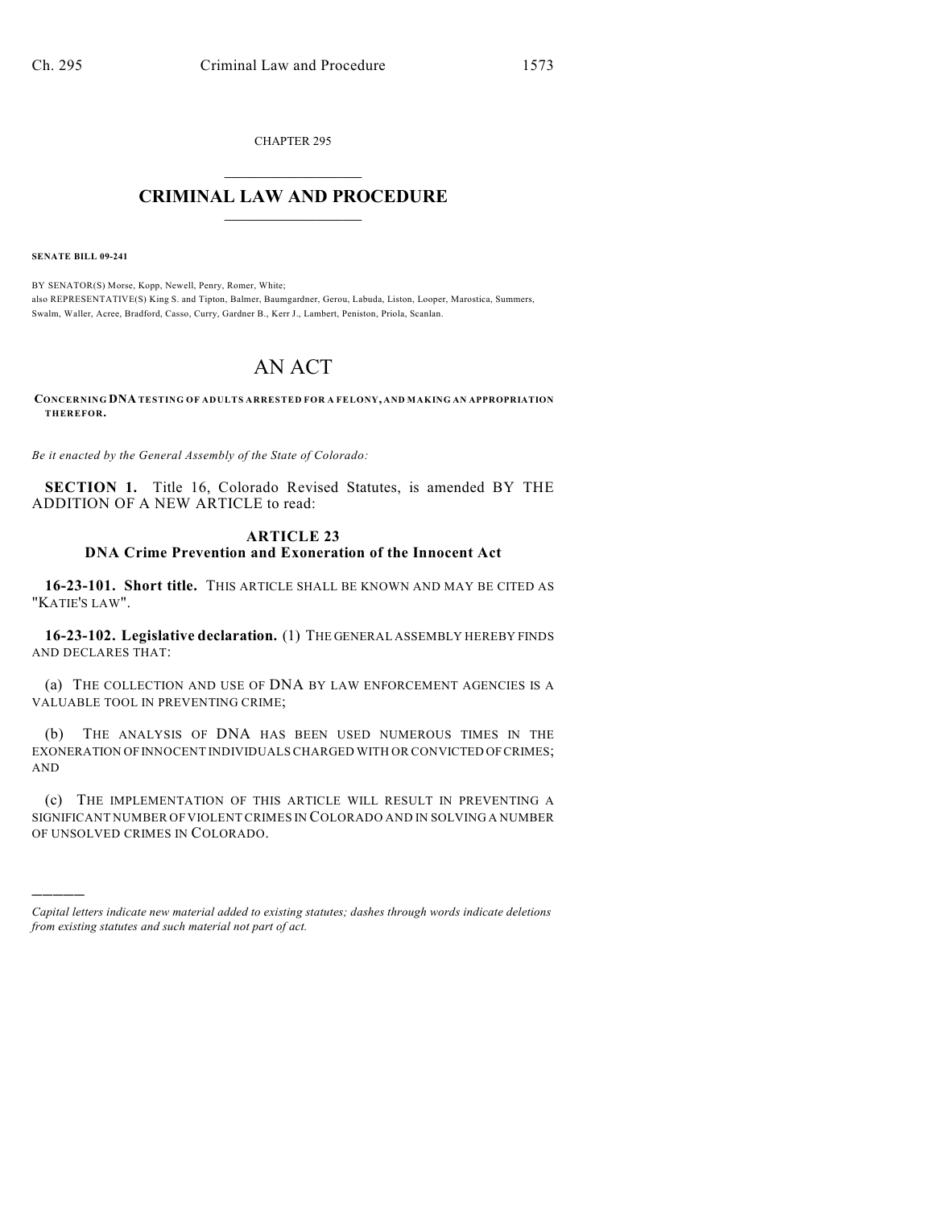CHAPTER 295

# CRIMINAL LAW AND PROCEDURE

**SENATE BILL 09-241**

BY SENATOR(S) Morse, Kopp, Newell, Penry, Romer, White;
also REPRESENTATIVE(S) King S. and Tipton, Balmer, Baumgardner, Gerou, Labuda, Liston, Looper, Marostica, Summers, Swalm, Waller, Acree, Bradford, Casso, Curry, Gardner B., Kerr J., Lambert, Peniston, Priola, Scanlan.

# AN ACT

**CONCERNING DNA TESTING OF ADULTS ARRESTED FOR A FELONY, AND MAKING AN APPROPRIATION THEREFOR.**

*Be it enacted by the General Assembly of the State of Colorado:*

**SECTION 1.** Title 16, Colorado Revised Statutes, is amended BY THE ADDITION OF A NEW ARTICLE to read:

## ARTICLE 23
## DNA Crime Prevention and Exoneration of the Innocent Act

**16-23-101. Short title.** THIS ARTICLE SHALL BE KNOWN AND MAY BE CITED AS "KATIE'S LAW".

**16-23-102. Legislative declaration.** (1) THE GENERAL ASSEMBLY HEREBY FINDS AND DECLARES THAT:

(a) THE COLLECTION AND USE OF DNA BY LAW ENFORCEMENT AGENCIES IS A VALUABLE TOOL IN PREVENTING CRIME;

(b) THE ANALYSIS OF DNA HAS BEEN USED NUMEROUS TIMES IN THE EXONERATION OF INNOCENT INDIVIDUALS CHARGED WITH OR CONVICTED OF CRIMES; AND

(c) THE IMPLEMENTATION OF THIS ARTICLE WILL RESULT IN PREVENTING A SIGNIFICANT NUMBER OF VIOLENT CRIMES IN COLORADO AND IN SOLVING A NUMBER OF UNSOLVED CRIMES IN COLORADO.

---

*Capital letters indicate new material added to existing statutes; dashes through words indicate deletions from existing statutes and such material not part of act.*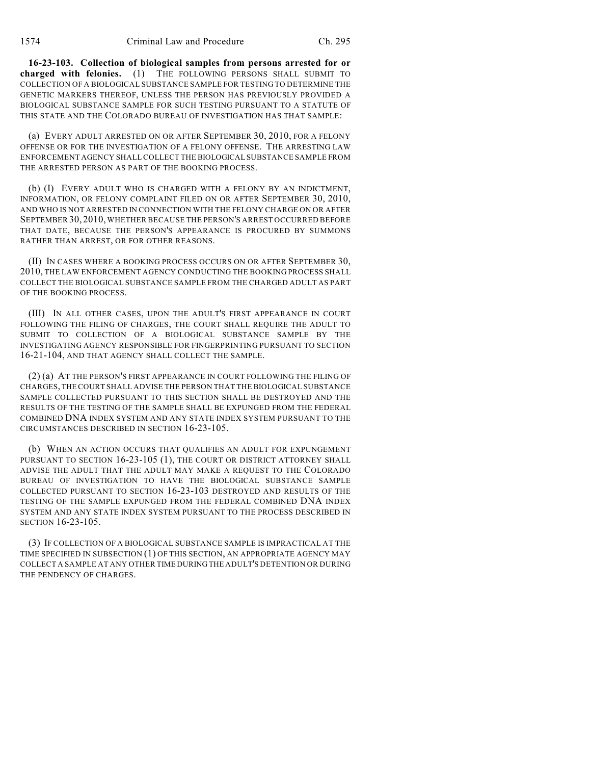**16-23-103. Collection of biological samples from persons arrested for or charged with felonies.** (1) THE FOLLOWING PERSONS SHALL SUBMIT TO COLLECTION OF A BIOLOGICAL SUBSTANCE SAMPLE FOR TESTING TO DETERMINE THE GENETIC MARKERS THEREOF, UNLESS THE PERSON HAS PREVIOUSLY PROVIDED A BIOLOGICAL SUBSTANCE SAMPLE FOR SUCH TESTING PURSUANT TO A STATUTE OF THIS STATE AND THE COLORADO BUREAU OF INVESTIGATION HAS THAT SAMPLE:

(a) EVERY ADULT ARRESTED ON OR AFTER SEPTEMBER 30, 2010, FOR A FELONY OFFENSE OR FOR THE INVESTIGATION OF A FELONY OFFENSE. THE ARRESTING LAW ENFORCEMENT AGENCY SHALL COLLECT THE BIOLOGICAL SUBSTANCE SAMPLE FROM THE ARRESTED PERSON AS PART OF THE BOOKING PROCESS.

(b) (I) EVERY ADULT WHO IS CHARGED WITH A FELONY BY AN INDICTMENT, INFORMATION, OR FELONY COMPLAINT FILED ON OR AFTER SEPTEMBER 30, 2010, AND WHO IS NOT ARRESTED IN CONNECTION WITH THE FELONY CHARGE ON OR AFTER SEPTEMBER 30, 2010, WHETHER BECAUSE THE PERSON'S ARREST OCCURRED BEFORE THAT DATE, BECAUSE THE PERSON'S APPEARANCE IS PROCURED BY SUMMONS RATHER THAN ARREST, OR FOR OTHER REASONS.

(II) IN CASES WHERE A BOOKING PROCESS OCCURS ON OR AFTER SEPTEMBER 30, 2010, THE LAW ENFORCEMENT AGENCY CONDUCTING THE BOOKING PROCESS SHALL COLLECT THE BIOLOGICAL SUBSTANCE SAMPLE FROM THE CHARGED ADULT AS PART OF THE BOOKING PROCESS.

(III) IN ALL OTHER CASES, UPON THE ADULT'S FIRST APPEARANCE IN COURT FOLLOWING THE FILING OF CHARGES, THE COURT SHALL REQUIRE THE ADULT TO SUBMIT TO COLLECTION OF A BIOLOGICAL SUBSTANCE SAMPLE BY THE INVESTIGATING AGENCY RESPONSIBLE FOR FINGERPRINTING PURSUANT TO SECTION 16-21-104, AND THAT AGENCY SHALL COLLECT THE SAMPLE.

(2) (a) AT THE PERSON'S FIRST APPEARANCE IN COURT FOLLOWING THE FILING OF CHARGES, THE COURT SHALL ADVISE THE PERSON THAT THE BIOLOGICAL SUBSTANCE SAMPLE COLLECTED PURSUANT TO THIS SECTION SHALL BE DESTROYED AND THE RESULTS OF THE TESTING OF THE SAMPLE SHALL BE EXPUNGED FROM THE FEDERAL COMBINED DNA INDEX SYSTEM AND ANY STATE INDEX SYSTEM PURSUANT TO THE CIRCUMSTANCES DESCRIBED IN SECTION 16-23-105.

(b) WHEN AN ACTION OCCURS THAT QUALIFIES AN ADULT FOR EXPUNGEMENT PURSUANT TO SECTION 16-23-105 (1), THE COURT OR DISTRICT ATTORNEY SHALL ADVISE THE ADULT THAT THE ADULT MAY MAKE A REQUEST TO THE COLORADO BUREAU OF INVESTIGATION TO HAVE THE BIOLOGICAL SUBSTANCE SAMPLE COLLECTED PURSUANT TO SECTION 16-23-103 DESTROYED AND RESULTS OF THE TESTING OF THE SAMPLE EXPUNGED FROM THE FEDERAL COMBINED DNA INDEX SYSTEM AND ANY STATE INDEX SYSTEM PURSUANT TO THE PROCESS DESCRIBED IN SECTION 16-23-105.

(3) IF COLLECTION OF A BIOLOGICAL SUBSTANCE SAMPLE IS IMPRACTICAL AT THE TIME SPECIFIED IN SUBSECTION (1) OF THIS SECTION, AN APPROPRIATE AGENCY MAY COLLECT A SAMPLE AT ANY OTHER TIME DURING THE ADULT'S DETENTION OR DURING THE PENDENCY OF CHARGES.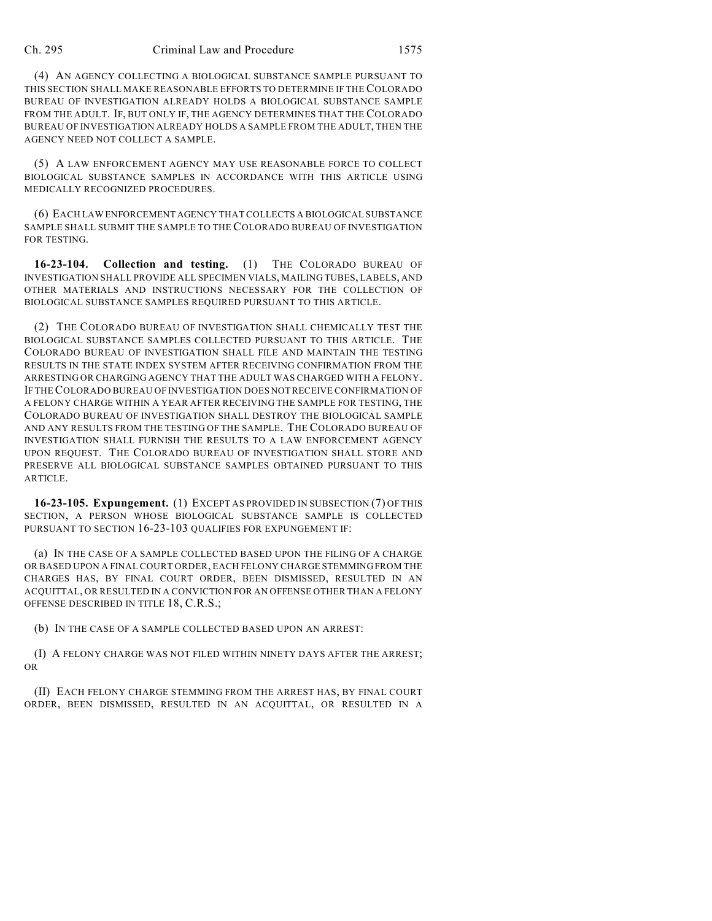(4) AN AGENCY COLLECTING A BIOLOGICAL SUBSTANCE SAMPLE PURSUANT TO THIS SECTION SHALL MAKE REASONABLE EFFORTS TO DETERMINE IF THE COLORADO BUREAU OF INVESTIGATION ALREADY HOLDS A BIOLOGICAL SUBSTANCE SAMPLE FROM THE ADULT. IF, BUT ONLY IF, THE AGENCY DETERMINES THAT THE COLORADO BUREAU OF INVESTIGATION ALREADY HOLDS A SAMPLE FROM THE ADULT, THEN THE AGENCY NEED NOT COLLECT A SAMPLE.

(5) A LAW ENFORCEMENT AGENCY MAY USE REASONABLE FORCE TO COLLECT BIOLOGICAL SUBSTANCE SAMPLES IN ACCORDANCE WITH THIS ARTICLE USING MEDICALLY RECOGNIZED PROCEDURES.

(6) EACH LAW ENFORCEMENT AGENCY THAT COLLECTS A BIOLOGICAL SUBSTANCE SAMPLE SHALL SUBMIT THE SAMPLE TO THE COLORADO BUREAU OF INVESTIGATION FOR TESTING.

**16-23-104. Collection and testing.** (1) THE COLORADO BUREAU OF INVESTIGATION SHALL PROVIDE ALL SPECIMEN VIALS, MAILING TUBES, LABELS, AND OTHER MATERIALS AND INSTRUCTIONS NECESSARY FOR THE COLLECTION OF BIOLOGICAL SUBSTANCE SAMPLES REQUIRED PURSUANT TO THIS ARTICLE.

(2) THE COLORADO BUREAU OF INVESTIGATION SHALL CHEMICALLY TEST THE BIOLOGICAL SUBSTANCE SAMPLES COLLECTED PURSUANT TO THIS ARTICLE. THE COLORADO BUREAU OF INVESTIGATION SHALL FILE AND MAINTAIN THE TESTING RESULTS IN THE STATE INDEX SYSTEM AFTER RECEIVING CONFIRMATION FROM THE ARRESTING OR CHARGING AGENCY THAT THE ADULT WAS CHARGED WITH A FELONY. IF THE COLORADO BUREAU OF INVESTIGATION DOES NOT RECEIVE CONFIRMATION OF A FELONY CHARGE WITHIN A YEAR AFTER RECEIVING THE SAMPLE FOR TESTING, THE COLORADO BUREAU OF INVESTIGATION SHALL DESTROY THE BIOLOGICAL SAMPLE AND ANY RESULTS FROM THE TESTING OF THE SAMPLE. THE COLORADO BUREAU OF INVESTIGATION SHALL FURNISH THE RESULTS TO A LAW ENFORCEMENT AGENCY UPON REQUEST. THE COLORADO BUREAU OF INVESTIGATION SHALL STORE AND PRESERVE ALL BIOLOGICAL SUBSTANCE SAMPLES OBTAINED PURSUANT TO THIS ARTICLE.

**16-23-105. Expungement.** (1) EXCEPT AS PROVIDED IN SUBSECTION (7) OF THIS SECTION, A PERSON WHOSE BIOLOGICAL SUBSTANCE SAMPLE IS COLLECTED PURSUANT TO SECTION 16-23-103 QUALIFIES FOR EXPUNGEMENT IF:

(a) IN THE CASE OF A SAMPLE COLLECTED BASED UPON THE FILING OF A CHARGE OR BASED UPON A FINAL COURT ORDER, EACH FELONY CHARGE STEMMING FROM THE CHARGES HAS, BY FINAL COURT ORDER, BEEN DISMISSED, RESULTED IN AN ACQUITTAL, OR RESULTED IN A CONVICTION FOR AN OFFENSE OTHER THAN A FELONY OFFENSE DESCRIBED IN TITLE 18, C.R.S.;

(b) IN THE CASE OF A SAMPLE COLLECTED BASED UPON AN ARREST:

(I) A FELONY CHARGE WAS NOT FILED WITHIN NINETY DAYS AFTER THE ARREST; OR

(II) EACH FELONY CHARGE STEMMING FROM THE ARREST HAS, BY FINAL COURT ORDER, BEEN DISMISSED, RESULTED IN AN ACQUITTAL, OR RESULTED IN A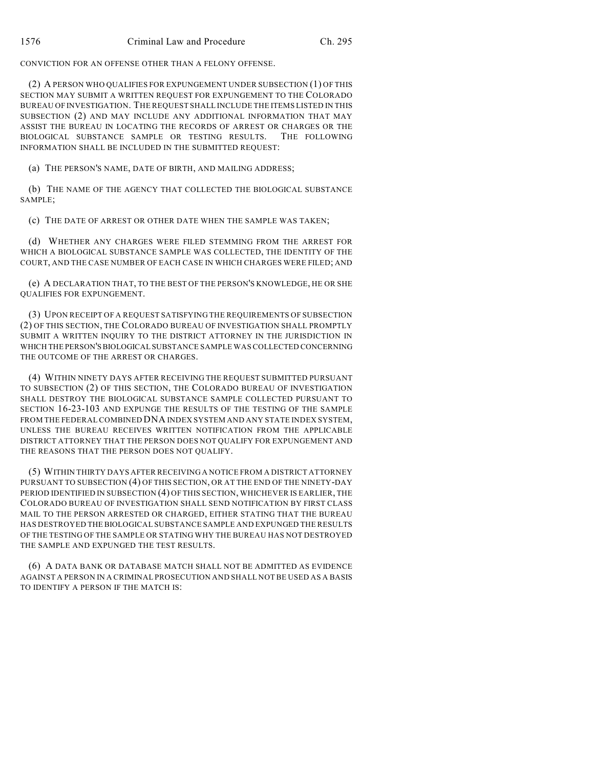CONVICTION FOR AN OFFENSE OTHER THAN A FELONY OFFENSE.

(2) A PERSON WHO QUALIFIES FOR EXPUNGEMENT UNDER SUBSECTION (1) OF THIS SECTION MAY SUBMIT A WRITTEN REQUEST FOR EXPUNGEMENT TO THE COLORADO BUREAU OF INVESTIGATION. THE REQUEST SHALL INCLUDE THE ITEMS LISTED IN THIS SUBSECTION (2) AND MAY INCLUDE ANY ADDITIONAL INFORMATION THAT MAY ASSIST THE BUREAU IN LOCATING THE RECORDS OF ARREST OR CHARGES OR THE BIOLOGICAL SUBSTANCE SAMPLE OR TESTING RESULTS. THE FOLLOWING INFORMATION SHALL BE INCLUDED IN THE SUBMITTED REQUEST:

(a) THE PERSON'S NAME, DATE OF BIRTH, AND MAILING ADDRESS;

(b) THE NAME OF THE AGENCY THAT COLLECTED THE BIOLOGICAL SUBSTANCE SAMPLE;

(c) THE DATE OF ARREST OR OTHER DATE WHEN THE SAMPLE WAS TAKEN;

(d) WHETHER ANY CHARGES WERE FILED STEMMING FROM THE ARREST FOR WHICH A BIOLOGICAL SUBSTANCE SAMPLE WAS COLLECTED, THE IDENTITY OF THE COURT, AND THE CASE NUMBER OF EACH CASE IN WHICH CHARGES WERE FILED; AND

(e) A DECLARATION THAT, TO THE BEST OF THE PERSON'S KNOWLEDGE, HE OR SHE QUALIFIES FOR EXPUNGEMENT.

(3) UPON RECEIPT OF A REQUEST SATISFYING THE REQUIREMENTS OF SUBSECTION (2) OF THIS SECTION, THE COLORADO BUREAU OF INVESTIGATION SHALL PROMPTLY SUBMIT A WRITTEN INQUIRY TO THE DISTRICT ATTORNEY IN THE JURISDICTION IN WHICH THE PERSON'S BIOLOGICAL SUBSTANCE SAMPLE WAS COLLECTED CONCERNING THE OUTCOME OF THE ARREST OR CHARGES.

(4) WITHIN NINETY DAYS AFTER RECEIVING THE REQUEST SUBMITTED PURSUANT TO SUBSECTION (2) OF THIS SECTION, THE COLORADO BUREAU OF INVESTIGATION SHALL DESTROY THE BIOLOGICAL SUBSTANCE SAMPLE COLLECTED PURSUANT TO SECTION 16-23-103 AND EXPUNGE THE RESULTS OF THE TESTING OF THE SAMPLE FROM THE FEDERAL COMBINED DNA INDEX SYSTEM AND ANY STATE INDEX SYSTEM, UNLESS THE BUREAU RECEIVES WRITTEN NOTIFICATION FROM THE APPLICABLE DISTRICT ATTORNEY THAT THE PERSON DOES NOT QUALIFY FOR EXPUNGEMENT AND THE REASONS THAT THE PERSON DOES NOT QUALIFY.

(5) WITHIN THIRTY DAYS AFTER RECEIVING A NOTICE FROM A DISTRICT ATTORNEY PURSUANT TO SUBSECTION (4) OF THIS SECTION, OR AT THE END OF THE NINETY-DAY PERIOD IDENTIFIED IN SUBSECTION (4) OF THIS SECTION, WHICHEVER IS EARLIER, THE COLORADO BUREAU OF INVESTIGATION SHALL SEND NOTIFICATION BY FIRST CLASS MAIL TO THE PERSON ARRESTED OR CHARGED, EITHER STATING THAT THE BUREAU HAS DESTROYED THE BIOLOGICAL SUBSTANCE SAMPLE AND EXPUNGED THE RESULTS OF THE TESTING OF THE SAMPLE OR STATING WHY THE BUREAU HAS NOT DESTROYED THE SAMPLE AND EXPUNGED THE TEST RESULTS.

(6) A DATA BANK OR DATABASE MATCH SHALL NOT BE ADMITTED AS EVIDENCE AGAINST A PERSON IN A CRIMINAL PROSECUTION AND SHALL NOT BE USED AS A BASIS TO IDENTIFY A PERSON IF THE MATCH IS: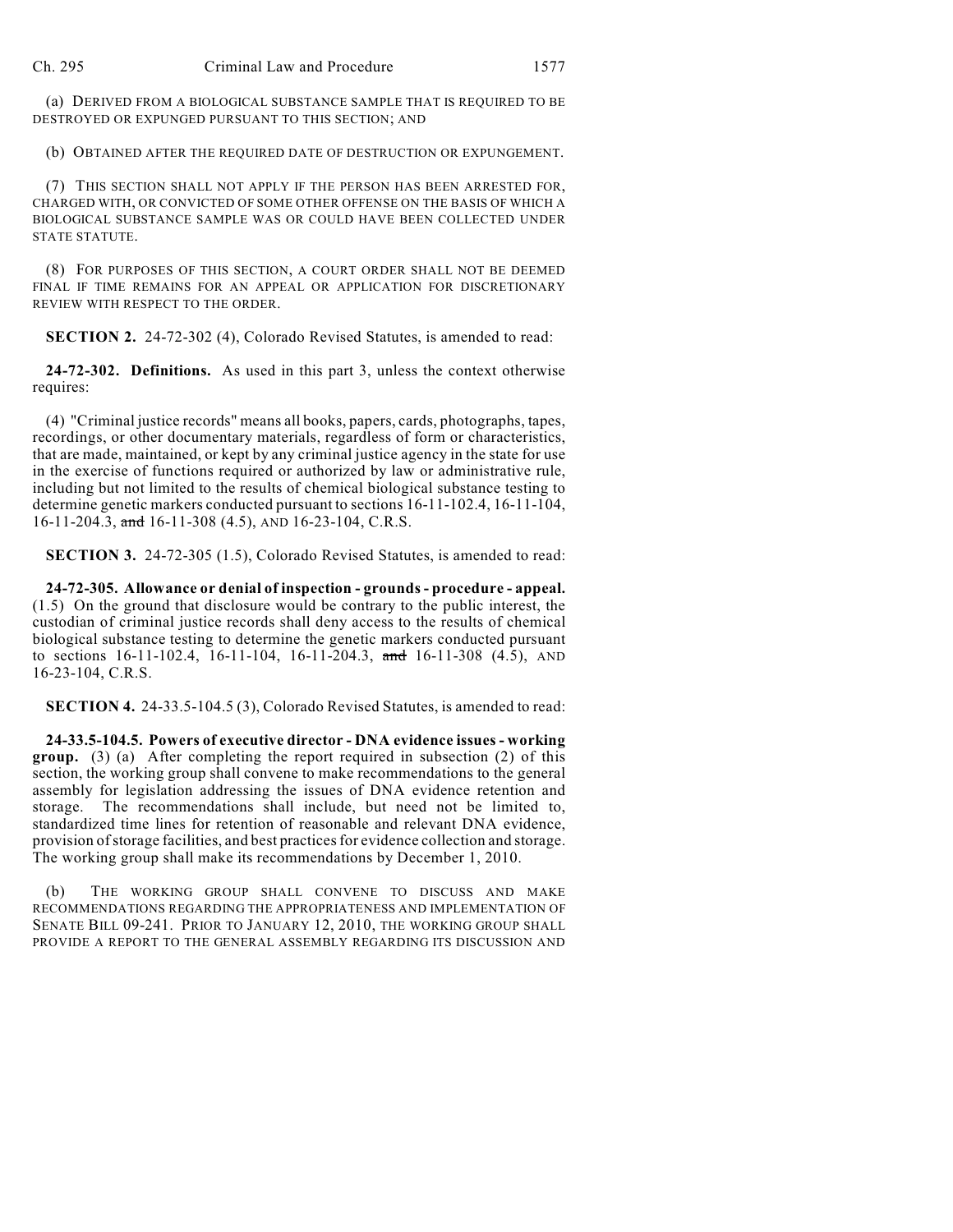(a) DERIVED FROM A BIOLOGICAL SUBSTANCE SAMPLE THAT IS REQUIRED TO BE DESTROYED OR EXPUNGED PURSUANT TO THIS SECTION; AND

(b) OBTAINED AFTER THE REQUIRED DATE OF DESTRUCTION OR EXPUNGEMENT.

(7) THIS SECTION SHALL NOT APPLY IF THE PERSON HAS BEEN ARRESTED FOR, CHARGED WITH, OR CONVICTED OF SOME OTHER OFFENSE ON THE BASIS OF WHICH A BIOLOGICAL SUBSTANCE SAMPLE WAS OR COULD HAVE BEEN COLLECTED UNDER STATE STATUTE.

(8) FOR PURPOSES OF THIS SECTION, A COURT ORDER SHALL NOT BE DEEMED FINAL IF TIME REMAINS FOR AN APPEAL OR APPLICATION FOR DISCRETIONARY REVIEW WITH RESPECT TO THE ORDER.

**SECTION 2.** 24-72-302 (4), Colorado Revised Statutes, is amended to read:

**24-72-302. Definitions.** As used in this part 3, unless the context otherwise requires:

(4) "Criminal justice records" means all books, papers, cards, photographs, tapes, recordings, or other documentary materials, regardless of form or characteristics, that are made, maintained, or kept by any criminal justice agency in the state for use in the exercise of functions required or authorized by law or administrative rule, including but not limited to the results of chemical biological substance testing to determine genetic markers conducted pursuant to sections 16-11-102.4, 16-11-104, 16-11-204.3, ~~and~~ 16-11-308 (4.5), AND 16-23-104, C.R.S.

**SECTION 3.** 24-72-305 (1.5), Colorado Revised Statutes, is amended to read:

**24-72-305. Allowance or denial of inspection - grounds - procedure - appeal.** (1.5) On the ground that disclosure would be contrary to the public interest, the custodian of criminal justice records shall deny access to the results of chemical biological substance testing to determine the genetic markers conducted pursuant to sections 16-11-102.4, 16-11-104, 16-11-204.3, ~~and~~ 16-11-308 (4.5), AND 16-23-104, C.R.S.

**SECTION 4.** 24-33.5-104.5 (3), Colorado Revised Statutes, is amended to read:

**24-33.5-104.5. Powers of executive director - DNA evidence issues - working group.** (3) (a) After completing the report required in subsection (2) of this section, the working group shall convene to make recommendations to the general assembly for legislation addressing the issues of DNA evidence retention and storage. The recommendations shall include, but need not be limited to, standardized time lines for retention of reasonable and relevant DNA evidence, provision of storage facilities, and best practices for evidence collection and storage. The working group shall make its recommendations by December 1, 2010.

(b) THE WORKING GROUP SHALL CONVENE TO DISCUSS AND MAKE RECOMMENDATIONS REGARDING THE APPROPRIATENESS AND IMPLEMENTATION OF SENATE BILL 09-241. PRIOR TO JANUARY 12, 2010, THE WORKING GROUP SHALL PROVIDE A REPORT TO THE GENERAL ASSEMBLY REGARDING ITS DISCUSSION AND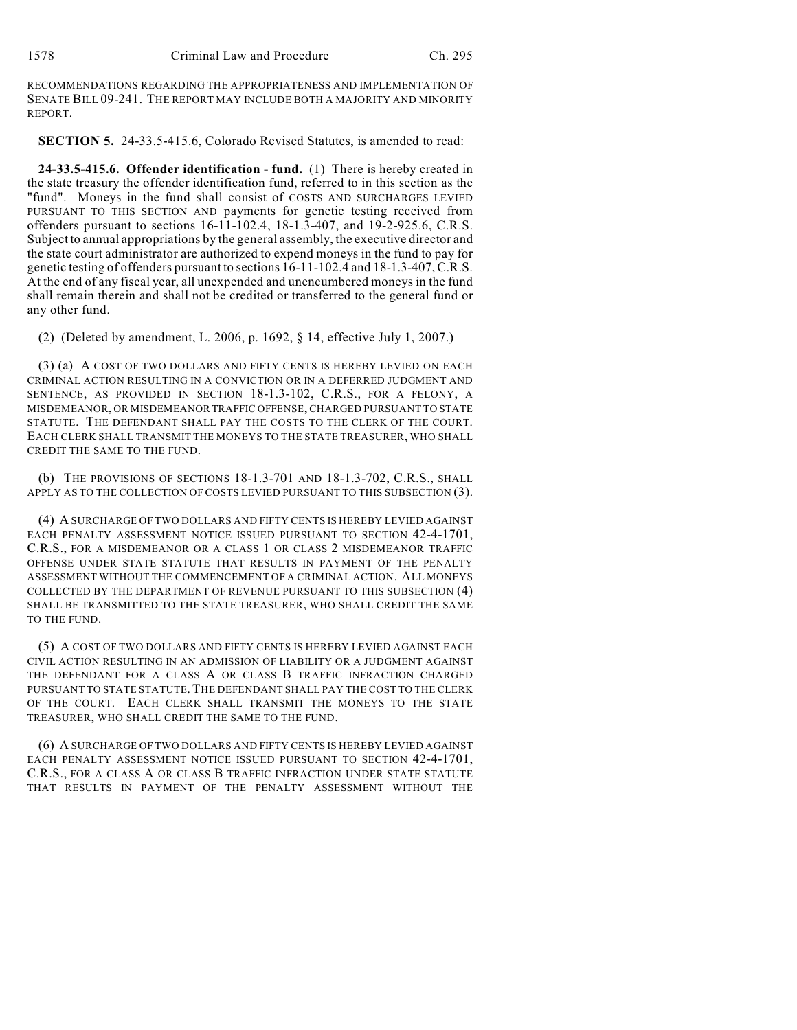RECOMMENDATIONS REGARDING THE APPROPRIATENESS AND IMPLEMENTATION OF SENATE BILL 09-241. THE REPORT MAY INCLUDE BOTH A MAJORITY AND MINORITY REPORT.

**SECTION 5.** 24-33.5-415.6, Colorado Revised Statutes, is amended to read:

**24-33.5-415.6. Offender identification - fund.** (1) There is hereby created in the state treasury the offender identification fund, referred to in this section as the "fund". Moneys in the fund shall consist of COSTS AND SURCHARGES LEVIED PURSUANT TO THIS SECTION AND payments for genetic testing received from offenders pursuant to sections 16-11-102.4, 18-1.3-407, and 19-2-925.6, C.R.S. Subject to annual appropriations by the general assembly, the executive director and the state court administrator are authorized to expend moneys in the fund to pay for genetic testing of offenders pursuant to sections 16-11-102.4 and 18-1.3-407, C.R.S. At the end of any fiscal year, all unexpended and unencumbered moneys in the fund shall remain therein and shall not be credited or transferred to the general fund or any other fund.

(2) (Deleted by amendment, L. 2006, p. 1692, § 14, effective July 1, 2007.)

(3) (a) A COST OF TWO DOLLARS AND FIFTY CENTS IS HEREBY LEVIED ON EACH CRIMINAL ACTION RESULTING IN A CONVICTION OR IN A DEFERRED JUDGMENT AND SENTENCE, AS PROVIDED IN SECTION 18-1.3-102, C.R.S., FOR A FELONY, A MISDEMEANOR, OR MISDEMEANOR TRAFFIC OFFENSE, CHARGED PURSUANT TO STATE STATUTE. THE DEFENDANT SHALL PAY THE COSTS TO THE CLERK OF THE COURT. EACH CLERK SHALL TRANSMIT THE MONEYS TO THE STATE TREASURER, WHO SHALL CREDIT THE SAME TO THE FUND.

(b) THE PROVISIONS OF SECTIONS 18-1.3-701 AND 18-1.3-702, C.R.S., SHALL APPLY AS TO THE COLLECTION OF COSTS LEVIED PURSUANT TO THIS SUBSECTION (3).

(4) A SURCHARGE OF TWO DOLLARS AND FIFTY CENTS IS HEREBY LEVIED AGAINST EACH PENALTY ASSESSMENT NOTICE ISSUED PURSUANT TO SECTION 42-4-1701, C.R.S., FOR A MISDEMEANOR OR A CLASS 1 OR CLASS 2 MISDEMEANOR TRAFFIC OFFENSE UNDER STATE STATUTE THAT RESULTS IN PAYMENT OF THE PENALTY ASSESSMENT WITHOUT THE COMMENCEMENT OF A CRIMINAL ACTION. ALL MONEYS COLLECTED BY THE DEPARTMENT OF REVENUE PURSUANT TO THIS SUBSECTION (4) SHALL BE TRANSMITTED TO THE STATE TREASURER, WHO SHALL CREDIT THE SAME TO THE FUND.

(5) A COST OF TWO DOLLARS AND FIFTY CENTS IS HEREBY LEVIED AGAINST EACH CIVIL ACTION RESULTING IN AN ADMISSION OF LIABILITY OR A JUDGMENT AGAINST THE DEFENDANT FOR A CLASS A OR CLASS B TRAFFIC INFRACTION CHARGED PURSUANT TO STATE STATUTE. THE DEFENDANT SHALL PAY THE COST TO THE CLERK OF THE COURT. EACH CLERK SHALL TRANSMIT THE MONEYS TO THE STATE TREASURER, WHO SHALL CREDIT THE SAME TO THE FUND.

(6) A SURCHARGE OF TWO DOLLARS AND FIFTY CENTS IS HEREBY LEVIED AGAINST EACH PENALTY ASSESSMENT NOTICE ISSUED PURSUANT TO SECTION 42-4-1701, C.R.S., FOR A CLASS A OR CLASS B TRAFFIC INFRACTION UNDER STATE STATUTE THAT RESULTS IN PAYMENT OF THE PENALTY ASSESSMENT WITHOUT THE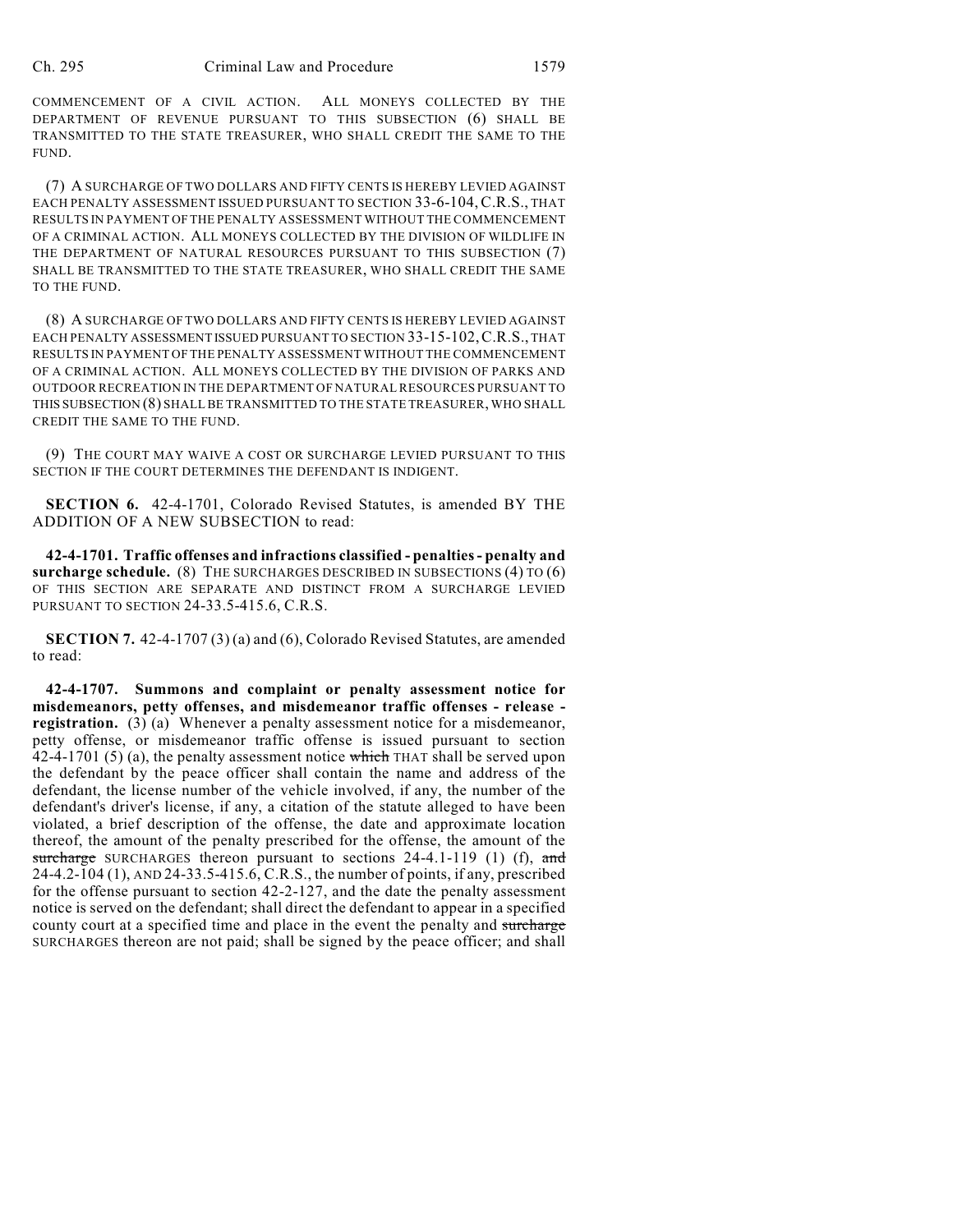COMMENCEMENT OF A CIVIL ACTION. ALL MONEYS COLLECTED BY THE DEPARTMENT OF REVENUE PURSUANT TO THIS SUBSECTION (6) SHALL BE TRANSMITTED TO THE STATE TREASURER, WHO SHALL CREDIT THE SAME TO THE FUND.

(7) A SURCHARGE OF TWO DOLLARS AND FIFTY CENTS IS HEREBY LEVIED AGAINST EACH PENALTY ASSESSMENT ISSUED PURSUANT TO SECTION 33-6-104, C.R.S., THAT RESULTS IN PAYMENT OF THE PENALTY ASSESSMENT WITHOUT THE COMMENCEMENT OF A CRIMINAL ACTION. ALL MONEYS COLLECTED BY THE DIVISION OF WILDLIFE IN THE DEPARTMENT OF NATURAL RESOURCES PURSUANT TO THIS SUBSECTION (7) SHALL BE TRANSMITTED TO THE STATE TREASURER, WHO SHALL CREDIT THE SAME TO THE FUND.

(8) A SURCHARGE OF TWO DOLLARS AND FIFTY CENTS IS HEREBY LEVIED AGAINST EACH PENALTY ASSESSMENT ISSUED PURSUANT TO SECTION 33-15-102, C.R.S., THAT RESULTS IN PAYMENT OF THE PENALTY ASSESSMENT WITHOUT THE COMMENCEMENT OF A CRIMINAL ACTION. ALL MONEYS COLLECTED BY THE DIVISION OF PARKS AND OUTDOOR RECREATION IN THE DEPARTMENT OF NATURAL RESOURCES PURSUANT TO THIS SUBSECTION (8) SHALL BE TRANSMITTED TO THE STATE TREASURER, WHO SHALL CREDIT THE SAME TO THE FUND.

(9) THE COURT MAY WAIVE A COST OR SURCHARGE LEVIED PURSUANT TO THIS SECTION IF THE COURT DETERMINES THE DEFENDANT IS INDIGENT.

**SECTION 6.** 42-4-1701, Colorado Revised Statutes, is amended BY THE ADDITION OF A NEW SUBSECTION to read:

**42-4-1701. Traffic offenses and infractions classified - penalties - penalty and surcharge schedule.** (8) THE SURCHARGES DESCRIBED IN SUBSECTIONS (4) TO (6) OF THIS SECTION ARE SEPARATE AND DISTINCT FROM A SURCHARGE LEVIED PURSUANT TO SECTION 24-33.5-415.6, C.R.S.

**SECTION 7.** 42-4-1707 (3) (a) and (6), Colorado Revised Statutes, are amended to read:

**42-4-1707. Summons and complaint or penalty assessment notice for misdemeanors, petty offenses, and misdemeanor traffic offenses - release - registration.** (3) (a) Whenever a penalty assessment notice for a misdemeanor, petty offense, or misdemeanor traffic offense is issued pursuant to section 42-4-1701 (5) (a), the penalty assessment notice ~~which~~ THAT shall be served upon the defendant by the peace officer shall contain the name and address of the defendant, the license number of the vehicle involved, if any, the number of the defendant's driver's license, if any, a citation of the statute alleged to have been violated, a brief description of the offense, the date and approximate location thereof, the amount of the penalty prescribed for the offense, the amount of the ~~surcharge~~ SURCHARGES thereon pursuant to sections 24-4.1-119 (1) (f), ~~and~~ 24-4.2-104 (1), AND 24-33.5-415.6, C.R.S., the number of points, if any, prescribed for the offense pursuant to section 42-2-127, and the date the penalty assessment notice is served on the defendant; shall direct the defendant to appear in a specified county court at a specified time and place in the event the penalty and ~~surcharge~~ SURCHARGES thereon are not paid; shall be signed by the peace officer; and shall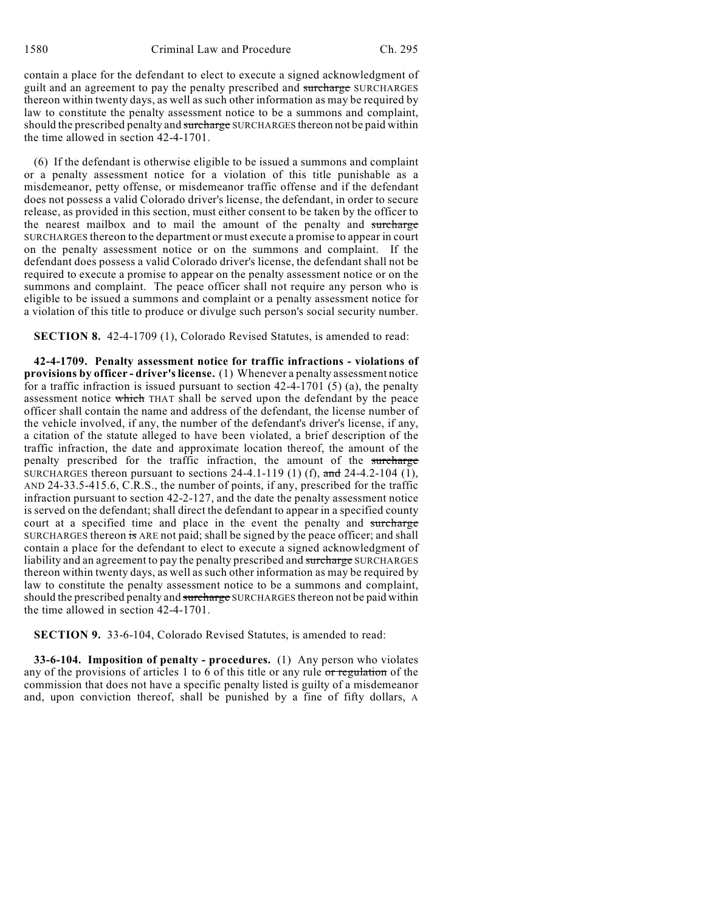contain a place for the defendant to elect to execute a signed acknowledgment of guilt and an agreement to pay the penalty prescribed and ~~surcharge~~ SURCHARGES thereon within twenty days, as well as such other information as may be required by law to constitute the penalty assessment notice to be a summons and complaint, should the prescribed penalty and ~~surcharge~~ SURCHARGES thereon not be paid within the time allowed in section 42-4-1701.

(6) If the defendant is otherwise eligible to be issued a summons and complaint or a penalty assessment notice for a violation of this title punishable as a misdemeanor, petty offense, or misdemeanor traffic offense and if the defendant does not possess a valid Colorado driver's license, the defendant, in order to secure release, as provided in this section, must either consent to be taken by the officer to the nearest mailbox and to mail the amount of the penalty and ~~surcharge~~ SURCHARGES thereon to the department or must execute a promise to appear in court on the penalty assessment notice or on the summons and complaint. If the defendant does possess a valid Colorado driver's license, the defendant shall not be required to execute a promise to appear on the penalty assessment notice or on the summons and complaint. The peace officer shall not require any person who is eligible to be issued a summons and complaint or a penalty assessment notice for a violation of this title to produce or divulge such person's social security number.

**SECTION 8.** 42-4-1709 (1), Colorado Revised Statutes, is amended to read:

**42-4-1709. Penalty assessment notice for traffic infractions - violations of provisions by officer - driver's license.** (1) Whenever a penalty assessment notice for a traffic infraction is issued pursuant to section 42-4-1701 (5) (a), the penalty assessment notice ~~which~~ THAT shall be served upon the defendant by the peace officer shall contain the name and address of the defendant, the license number of the vehicle involved, if any, the number of the defendant's driver's license, if any, a citation of the statute alleged to have been violated, a brief description of the traffic infraction, the date and approximate location thereof, the amount of the penalty prescribed for the traffic infraction, the amount of the ~~surcharge~~ SURCHARGES thereon pursuant to sections 24-4.1-119 (1) (f), ~~and~~ 24-4.2-104 (1), AND 24-33.5-415.6, C.R.S., the number of points, if any, prescribed for the traffic infraction pursuant to section 42-2-127, and the date the penalty assessment notice is served on the defendant; shall direct the defendant to appear in a specified county court at a specified time and place in the event the penalty and ~~surcharge~~ SURCHARGES thereon ~~is~~ ARE not paid; shall be signed by the peace officer; and shall contain a place for the defendant to elect to execute a signed acknowledgment of liability and an agreement to pay the penalty prescribed and ~~surcharge~~ SURCHARGES thereon within twenty days, as well as such other information as may be required by law to constitute the penalty assessment notice to be a summons and complaint, should the prescribed penalty and ~~surcharge~~ SURCHARGES thereon not be paid within the time allowed in section 42-4-1701.

**SECTION 9.** 33-6-104, Colorado Revised Statutes, is amended to read:

**33-6-104. Imposition of penalty - procedures.** (1) Any person who violates any of the provisions of articles 1 to 6 of this title or any rule ~~or regulation~~ of the commission that does not have a specific penalty listed is guilty of a misdemeanor and, upon conviction thereof, shall be punished by a fine of fifty dollars, A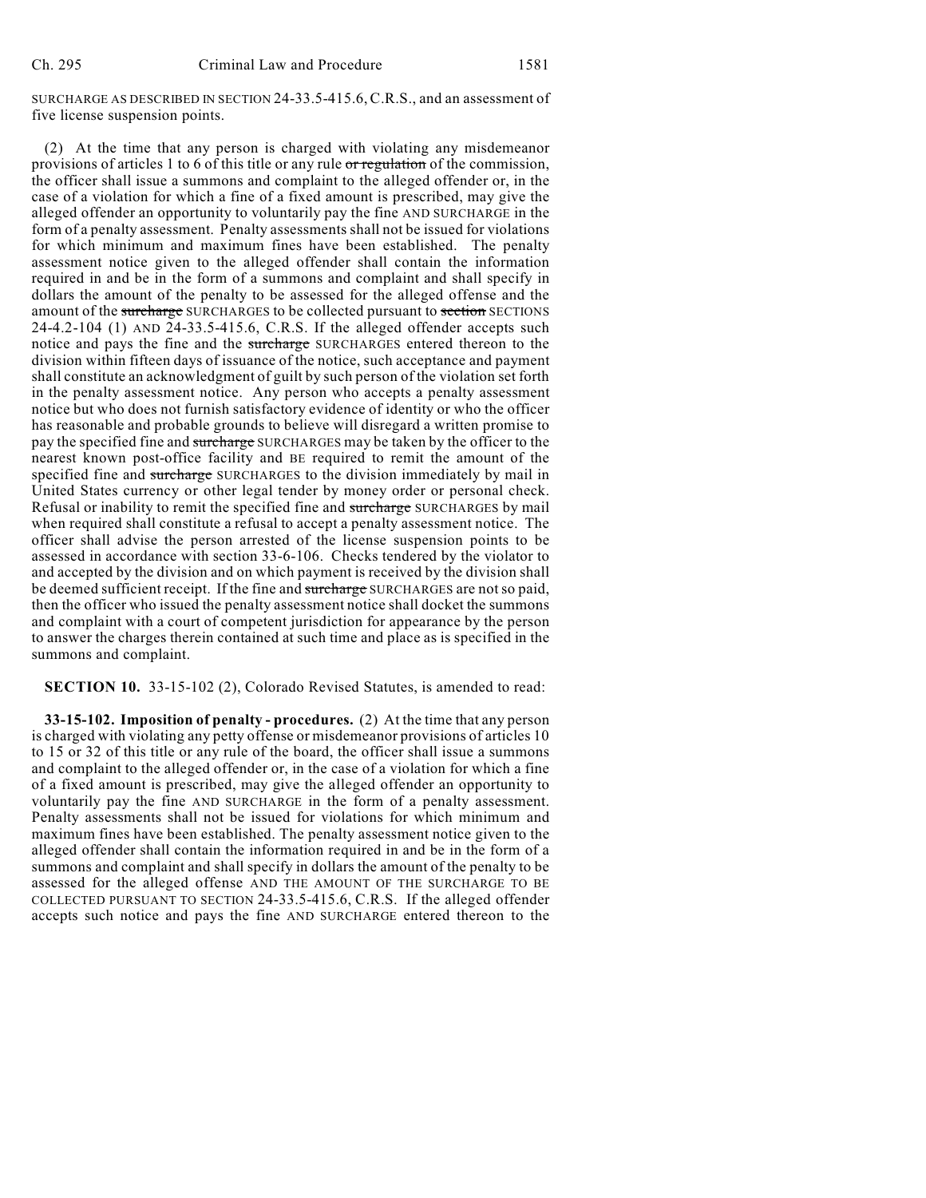SURCHARGE AS DESCRIBED IN SECTION 24-33.5-415.6, C.R.S., and an assessment of five license suspension points.

(2) At the time that any person is charged with violating any misdemeanor provisions of articles 1 to 6 of this title or any rule ~~or regulation~~ of the commission, the officer shall issue a summons and complaint to the alleged offender or, in the case of a violation for which a fine of a fixed amount is prescribed, may give the alleged offender an opportunity to voluntarily pay the fine AND SURCHARGE in the form of a penalty assessment. Penalty assessments shall not be issued for violations for which minimum and maximum fines have been established. The penalty assessment notice given to the alleged offender shall contain the information required in and be in the form of a summons and complaint and shall specify in dollars the amount of the penalty to be assessed for the alleged offense and the amount of the ~~surcharge~~ SURCHARGES to be collected pursuant to ~~section~~ SECTIONS 24-4.2-104 (1) AND 24-33.5-415.6, C.R.S. If the alleged offender accepts such notice and pays the fine and the ~~surcharge~~ SURCHARGES entered thereon to the division within fifteen days of issuance of the notice, such acceptance and payment shall constitute an acknowledgment of guilt by such person of the violation set forth in the penalty assessment notice. Any person who accepts a penalty assessment notice but who does not furnish satisfactory evidence of identity or who the officer has reasonable and probable grounds to believe will disregard a written promise to pay the specified fine and ~~surcharge~~ SURCHARGES may be taken by the officer to the nearest known post-office facility and BE required to remit the amount of the specified fine and ~~surcharge~~ SURCHARGES to the division immediately by mail in United States currency or other legal tender by money order or personal check. Refusal or inability to remit the specified fine and ~~surcharge~~ SURCHARGES by mail when required shall constitute a refusal to accept a penalty assessment notice. The officer shall advise the person arrested of the license suspension points to be assessed in accordance with section 33-6-106. Checks tendered by the violator to and accepted by the division and on which payment is received by the division shall be deemed sufficient receipt. If the fine and ~~surcharge~~ SURCHARGES are not so paid, then the officer who issued the penalty assessment notice shall docket the summons and complaint with a court of competent jurisdiction for appearance by the person to answer the charges therein contained at such time and place as is specified in the summons and complaint.

**SECTION 10.** 33-15-102 (2), Colorado Revised Statutes, is amended to read:

**33-15-102. Imposition of penalty - procedures.** (2) At the time that any person is charged with violating any petty offense or misdemeanor provisions of articles 10 to 15 or 32 of this title or any rule of the board, the officer shall issue a summons and complaint to the alleged offender or, in the case of a violation for which a fine of a fixed amount is prescribed, may give the alleged offender an opportunity to voluntarily pay the fine AND SURCHARGE in the form of a penalty assessment. Penalty assessments shall not be issued for violations for which minimum and maximum fines have been established. The penalty assessment notice given to the alleged offender shall contain the information required in and be in the form of a summons and complaint and shall specify in dollars the amount of the penalty to be assessed for the alleged offense AND THE AMOUNT OF THE SURCHARGE TO BE COLLECTED PURSUANT TO SECTION 24-33.5-415.6, C.R.S. If the alleged offender accepts such notice and pays the fine AND SURCHARGE entered thereon to the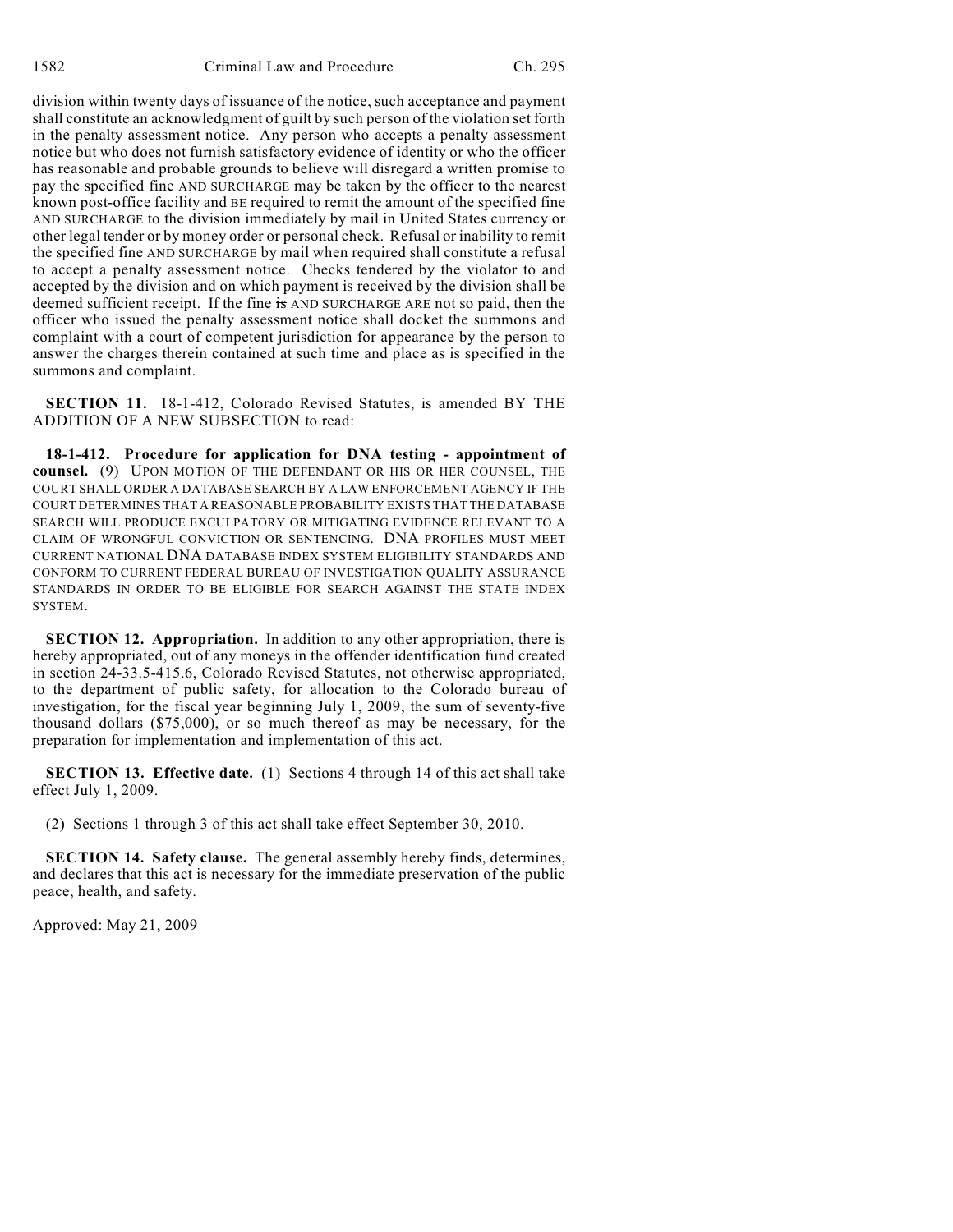division within twenty days of issuance of the notice, such acceptance and payment shall constitute an acknowledgment of guilt by such person of the violation set forth in the penalty assessment notice. Any person who accepts a penalty assessment notice but who does not furnish satisfactory evidence of identity or who the officer has reasonable and probable grounds to believe will disregard a written promise to pay the specified fine AND SURCHARGE may be taken by the officer to the nearest known post-office facility and BE required to remit the amount of the specified fine AND SURCHARGE to the division immediately by mail in United States currency or other legal tender or by money order or personal check. Refusal or inability to remit the specified fine AND SURCHARGE by mail when required shall constitute a refusal to accept a penalty assessment notice. Checks tendered by the violator to and accepted by the division and on which payment is received by the division shall be deemed sufficient receipt. If the fine ~~is~~ AND SURCHARGE ARE not so paid, then the officer who issued the penalty assessment notice shall docket the summons and complaint with a court of competent jurisdiction for appearance by the person to answer the charges therein contained at such time and place as is specified in the summons and complaint.

**SECTION 11.** 18-1-412, Colorado Revised Statutes, is amended BY THE ADDITION OF A NEW SUBSECTION to read:

**18-1-412. Procedure for application for DNA testing - appointment of counsel.** (9) UPON MOTION OF THE DEFENDANT OR HIS OR HER COUNSEL, THE COURT SHALL ORDER A DATABASE SEARCH BY A LAW ENFORCEMENT AGENCY IF THE COURT DETERMINES THAT A REASONABLE PROBABILITY EXISTS THAT THE DATABASE SEARCH WILL PRODUCE EXCULPATORY OR MITIGATING EVIDENCE RELEVANT TO A CLAIM OF WRONGFUL CONVICTION OR SENTENCING. DNA PROFILES MUST MEET CURRENT NATIONAL DNA DATABASE INDEX SYSTEM ELIGIBILITY STANDARDS AND CONFORM TO CURRENT FEDERAL BUREAU OF INVESTIGATION QUALITY ASSURANCE STANDARDS IN ORDER TO BE ELIGIBLE FOR SEARCH AGAINST THE STATE INDEX SYSTEM.

**SECTION 12. Appropriation.** In addition to any other appropriation, there is hereby appropriated, out of any moneys in the offender identification fund created in section 24-33.5-415.6, Colorado Revised Statutes, not otherwise appropriated, to the department of public safety, for allocation to the Colorado bureau of investigation, for the fiscal year beginning July 1, 2009, the sum of seventy-five thousand dollars ($75,000), or so much thereof as may be necessary, for the preparation for implementation and implementation of this act.

**SECTION 13. Effective date.** (1) Sections 4 through 14 of this act shall take effect July 1, 2009.

(2) Sections 1 through 3 of this act shall take effect September 30, 2010.

**SECTION 14. Safety clause.** The general assembly hereby finds, determines, and declares that this act is necessary for the immediate preservation of the public peace, health, and safety.

Approved: May 21, 2009